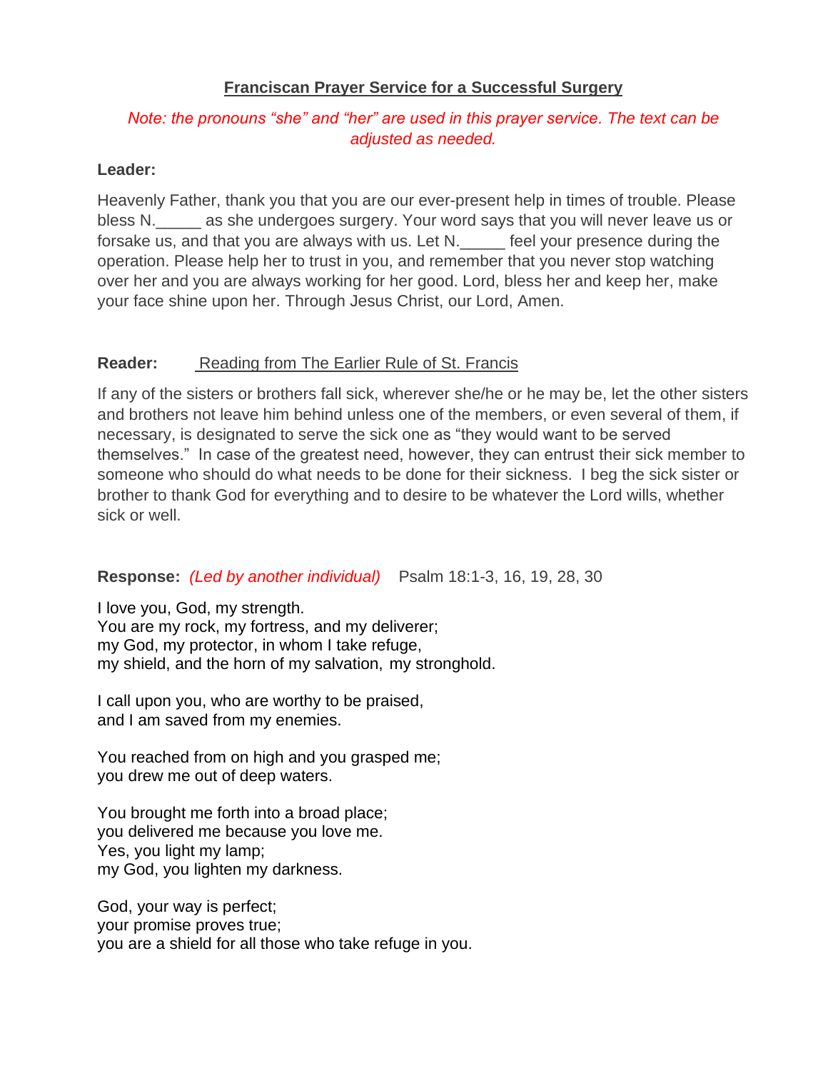# Franciscan Prayer Service for a Successful Surgery

*Note: the pronouns "she" and "her" are used in this prayer service. The text can be adjusted as needed.*

**Leader:**

Heavenly Father, thank you that you are our ever-present help in times of trouble. Please bless N._____ as she undergoes surgery. Your word says that you will never leave us or forsake us, and that you are always with us. Let N._____ feel your presence during the operation. Please help her to trust in you, and remember that you never stop watching over her and you are always working for her good. Lord, bless her and keep her, make your face shine upon her. Through Jesus Christ, our Lord, Amen.

**Reader:** Reading from The Earlier Rule of St. Francis

If any of the sisters or brothers fall sick, wherever she/he or he may be, let the other sisters and brothers not leave him behind unless one of the members, or even several of them, if necessary, is designated to serve the sick one as "they would want to be served themselves." In case of the greatest need, however, they can entrust their sick member to someone who should do what needs to be done for their sickness. I beg the sick sister or brother to thank God for everything and to desire to be whatever the Lord wills, whether sick or well.

**Response:** *(Led by another individual)* Psalm 18:1-3, 16, 19, 28, 30

I love you, God, my strength.
You are my rock, my fortress, and my deliverer;
my God, my protector, in whom I take refuge,
my shield, and the horn of my salvation, my stronghold.

I call upon you, who are worthy to be praised,
and I am saved from my enemies.

You reached from on high and you grasped me;
you drew me out of deep waters.

You brought me forth into a broad place;
you delivered me because you love me.
Yes, you light my lamp;
my God, you lighten my darkness.

God, your way is perfect;
your promise proves true;
you are a shield for all those who take refuge in you.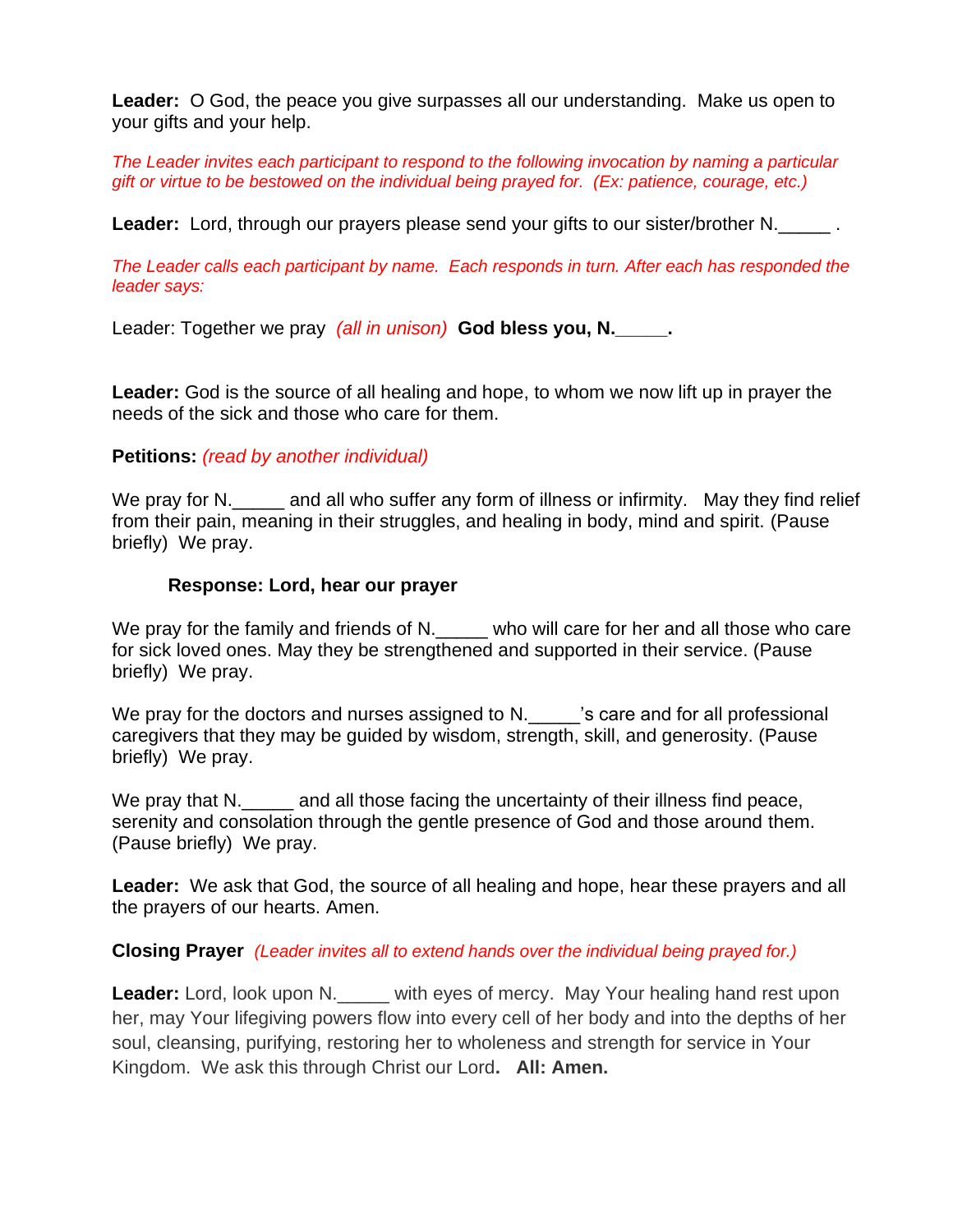**Leader:** O God, the peace you give surpasses all our understanding. Make us open to your gifts and your help.

*The Leader invites each participant to respond to the following invocation by naming a particular gift or virtue to be bestowed on the individual being prayed for. (Ex: patience, courage, etc.)*

**Leader:** Lord, through our prayers please send your gifts to our sister/brother N._____ .

*The Leader calls each participant by name. Each responds in turn. After each has responded the leader says:*

Leader: Together we pray *(all in unison)* **God bless you, N._____.**

**Leader:** God is the source of all healing and hope, to whom we now lift up in prayer the needs of the sick and those who care for them.

**Petitions:** *(read by another individual)*

We pray for N._____ and all who suffer any form of illness or infirmity. May they find relief from their pain, meaning in their struggles, and healing in body, mind and spirit. (Pause briefly) We pray.

**Response: Lord, hear our prayer**

We pray for the family and friends of N._____ who will care for her and all those who care for sick loved ones. May they be strengthened and supported in their service. (Pause briefly) We pray.

We pray for the doctors and nurses assigned to N._____'s care and for all professional caregivers that they may be guided by wisdom, strength, skill, and generosity. (Pause briefly) We pray.

We pray that N._____ and all those facing the uncertainty of their illness find peace, serenity and consolation through the gentle presence of God and those around them. (Pause briefly) We pray.

**Leader:** We ask that God, the source of all healing and hope, hear these prayers and all the prayers of our hearts. Amen.

**Closing Prayer** *(Leader invites all to extend hands over the individual being prayed for.)*

**Leader:** Lord, look upon N._____ with eyes of mercy. May Your healing hand rest upon her, may Your lifegiving powers flow into every cell of her body and into the depths of her soul, cleansing, purifying, restoring her to wholeness and strength for service in Your Kingdom. We ask this through Christ our Lord**.** **All: Amen.**